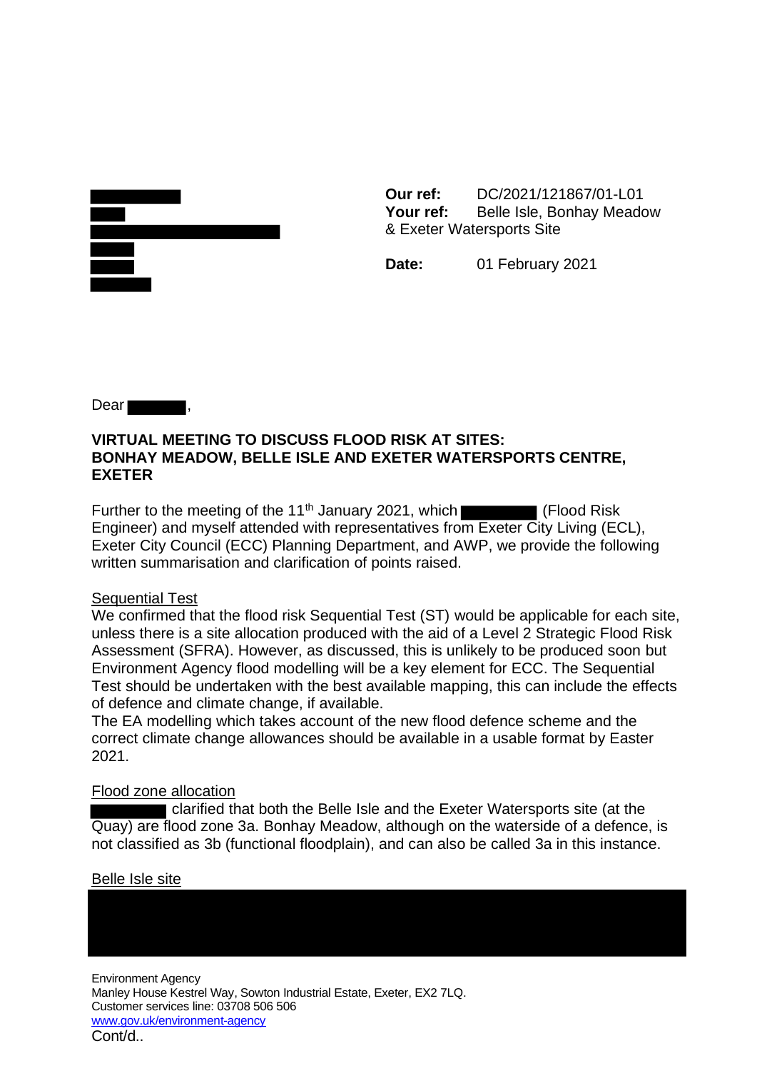**Our ref:** DC/2021/121867/01-L01
**Your ref:** Belle Isle, Bonhay Meadow & Exeter Watersports Site

**Date:** 01 February 2021

Dear ,

**VIRTUAL MEETING TO DISCUSS FLOOD RISK AT SITES: BONHAY MEADOW, BELLE ISLE AND EXETER WATERSPORTS CENTRE, EXETER**

Further to the meeting of the 11th January 2021, which (Flood Risk Engineer) and myself attended with representatives from Exeter City Living (ECL), Exeter City Council (ECC) Planning Department, and AWP, we provide the following written summarisation and clarification of points raised.

<u>Sequential Test</u>
We confirmed that the flood risk Sequential Test (ST) would be applicable for each site, unless there is a site allocation produced with the aid of a Level 2 Strategic Flood Risk Assessment (SFRA). However, as discussed, this is unlikely to be produced soon but Environment Agency flood modelling will be a key element for ECC. The Sequential Test should be undertaken with the best available mapping, this can include the effects of defence and climate change, if available.
The EA modelling which takes account of the new flood defence scheme and the correct climate change allowances should be available in a usable format by Easter 2021.

<u>Flood zone allocation</u>
clarified that both the Belle Isle and the Exeter Watersports site (at the Quay) are flood zone 3a. Bonhay Meadow, although on the waterside of a defence, is not classified as 3b (functional floodplain), and can also be called 3a in this instance.

<u>Belle Isle site</u>

Environment Agency
Manley House Kestrel Way, Sowton Industrial Estate, Exeter, EX2 7LQ.
Customer services line: 03708 506 506
www.gov.uk/environment-agency
Cont/d..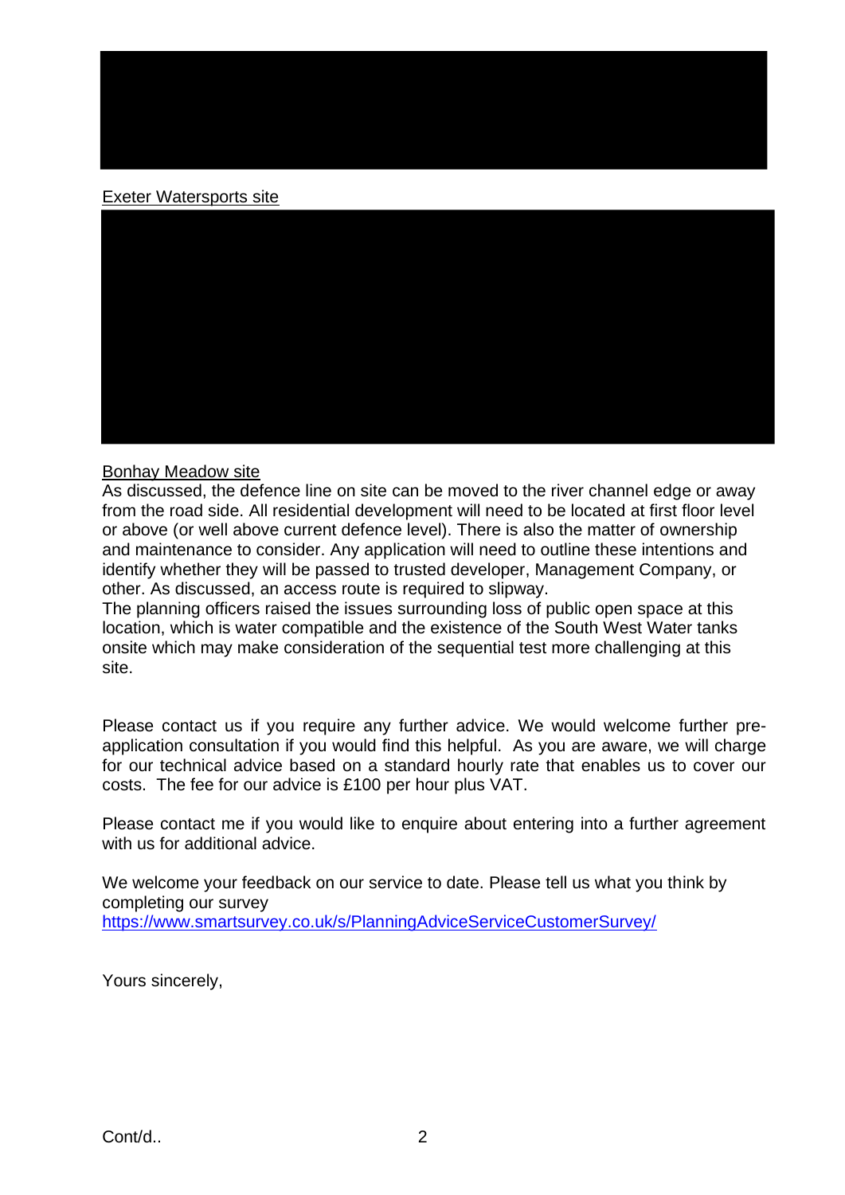Exeter Watersports site

Bonhay Meadow site

As discussed, the defence line on site can be moved to the river channel edge or away from the road side. All residential development will need to be located at first floor level or above (or well above current defence level). There is also the matter of ownership and maintenance to consider. Any application will need to outline these intentions and identify whether they will be passed to trusted developer, Management Company, or other. As discussed, an access route is required to slipway.

The planning officers raised the issues surrounding loss of public open space at this location, which is water compatible and the existence of the South West Water tanks onsite which may make consideration of the sequential test more challenging at this site.

Please contact us if you require any further advice. We would welcome further pre-application consultation if you would find this helpful. As you are aware, we will charge for our technical advice based on a standard hourly rate that enables us to cover our costs. The fee for our advice is £100 per hour plus VAT.

Please contact me if you would like to enquire about entering into a further agreement with us for additional advice.

We welcome your feedback on our service to date. Please tell us what you think by completing our survey
https://www.smartsurvey.co.uk/s/PlanningAdviceServiceCustomerSurvey/

Yours sincerely,

Cont/d..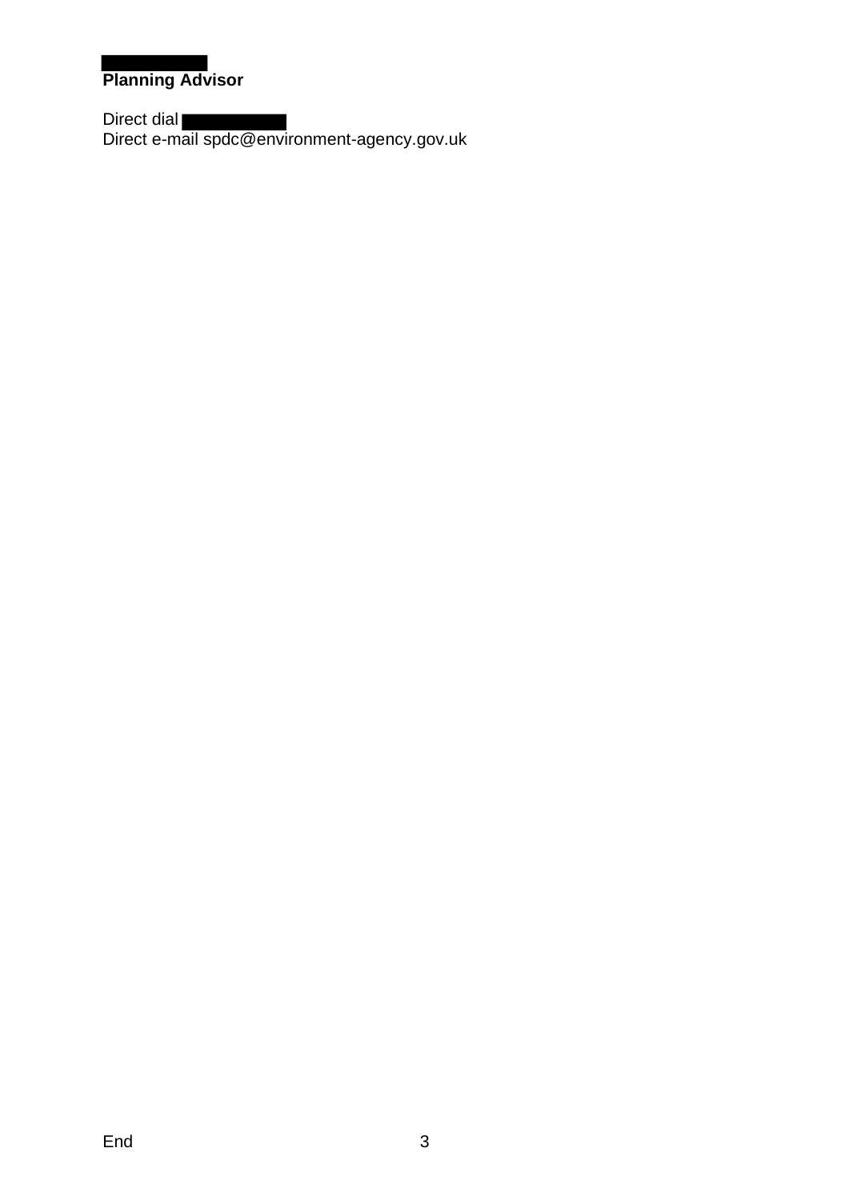**Planning Advisor**

Direct dial
Direct e-mail spdc@environment-agency.gov.uk

End